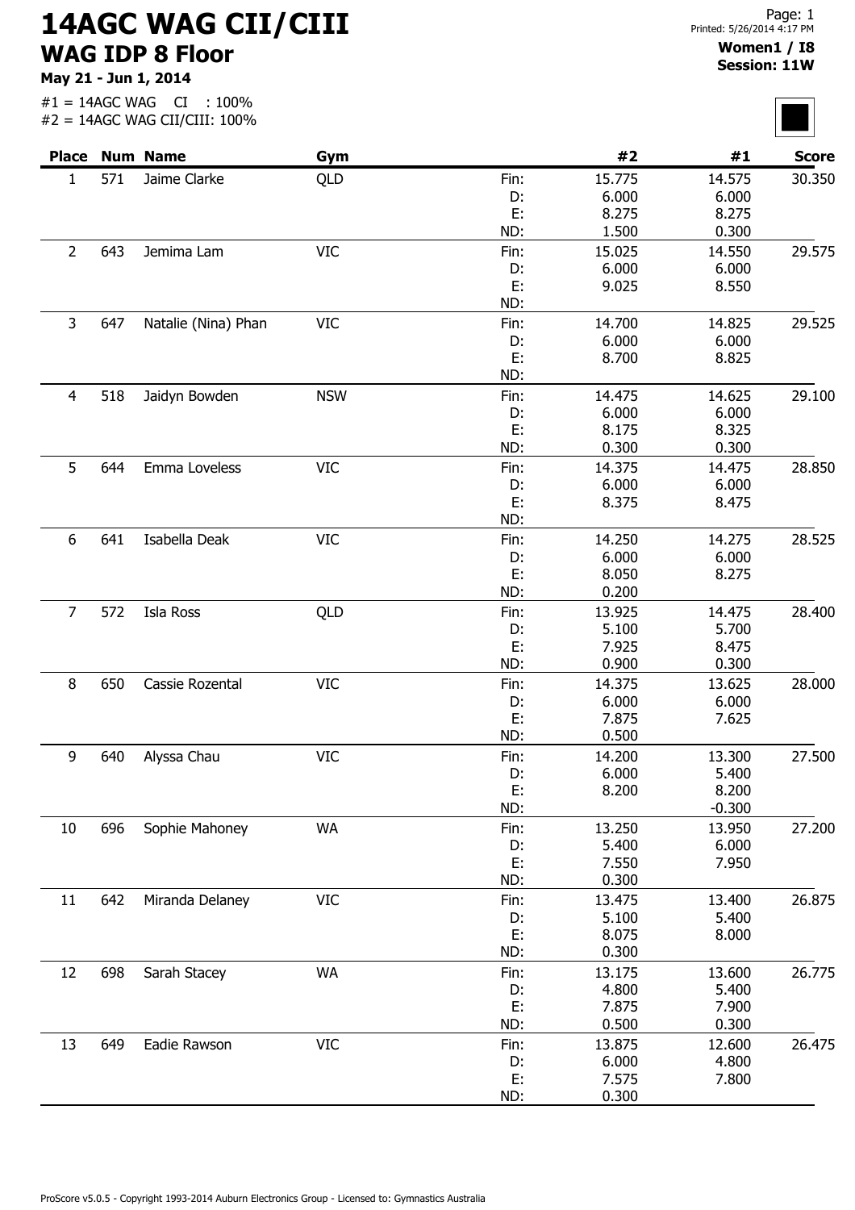# 14AGC WAG CII/CIII

## WAG IDP 8 Floor

**May 21 - Jun 1, 2014**

#1 = 14AGC WAG CI : 100%
#2 = 14AGC WAG CII/CIII: 100%

Printed: 5/26/2014 4:17 PM

**Women1 / I8**
**Session: 11W**

| Place | Num | Name | Gym | | #2 | #1 | Score |
|---|---|---|---|---|---|---|---|
| 1 | 571 | Jaime Clarke | QLD | Fin: | 15.775 | 14.575 | 30.350 |
| | | | | D: | 6.000 | 6.000 | |
| | | | | E: | 8.275 | 8.275 | |
| | | | | ND: | 1.500 | 0.300 | |
| 2 | 643 | Jemima Lam | VIC | Fin: | 15.025 | 14.550 | 29.575 |
| | | | | D: | 6.000 | 6.000 | |
| | | | | E: | 9.025 | 8.550 | |
| | | | | ND: | | | |
| 3 | 647 | Natalie (Nina) Phan | VIC | Fin: | 14.700 | 14.825 | 29.525 |
| | | | | D: | 6.000 | 6.000 | |
| | | | | E: | 8.700 | 8.825 | |
| | | | | ND: | | | |
| 4 | 518 | Jaidyn Bowden | NSW | Fin: | 14.475 | 14.625 | 29.100 |
| | | | | D: | 6.000 | 6.000 | |
| | | | | E: | 8.175 | 8.325 | |
| | | | | ND: | 0.300 | 0.300 | |
| 5 | 644 | Emma Loveless | VIC | Fin: | 14.375 | 14.475 | 28.850 |
| | | | | D: | 6.000 | 6.000 | |
| | | | | E: | 8.375 | 8.475 | |
| | | | | ND: | | | |
| 6 | 641 | Isabella Deak | VIC | Fin: | 14.250 | 14.275 | 28.525 |
| | | | | D: | 6.000 | 6.000 | |
| | | | | E: | 8.050 | 8.275 | |
| | | | | ND: | 0.200 | | |
| 7 | 572 | Isla Ross | QLD | Fin: | 13.925 | 14.475 | 28.400 |
| | | | | D: | 5.100 | 5.700 | |
| | | | | E: | 7.925 | 8.475 | |
| | | | | ND: | 0.900 | 0.300 | |
| 8 | 650 | Cassie Rozental | VIC | Fin: | 14.375 | 13.625 | 28.000 |
| | | | | D: | 6.000 | 6.000 | |
| | | | | E: | 7.875 | 7.625 | |
| | | | | ND: | 0.500 | | |
| 9 | 640 | Alyssa Chau | VIC | Fin: | 14.200 | 13.300 | 27.500 |
| | | | | D: | 6.000 | 5.400 | |
| | | | | E: | 8.200 | 8.200 | |
| | | | | ND: | | -0.300 | |
| 10 | 696 | Sophie Mahoney | WA | Fin: | 13.250 | 13.950 | 27.200 |
| | | | | D: | 5.400 | 6.000 | |
| | | | | E: | 7.550 | 7.950 | |
| | | | | ND: | 0.300 | | |
| 11 | 642 | Miranda Delaney | VIC | Fin: | 13.475 | 13.400 | 26.875 |
| | | | | D: | 5.100 | 5.400 | |
| | | | | E: | 8.075 | 8.000 | |
| | | | | ND: | 0.300 | | |
| 12 | 698 | Sarah Stacey | WA | Fin: | 13.175 | 13.600 | 26.775 |
| | | | | D: | 4.800 | 5.400 | |
| | | | | E: | 7.875 | 7.900 | |
| | | | | ND: | 0.500 | 0.300 | |
| 13 | 649 | Eadie Rawson | VIC | Fin: | 13.875 | 12.600 | 26.475 |
| | | | | D: | 6.000 | 4.800 | |
| | | | | E: | 7.575 | 7.800 | |
| | | | | ND: | 0.300 | | |

ProScore v5.0.5 - Copyright 1993-2014 Auburn Electronics Group - Licensed to: Gymnastics Australia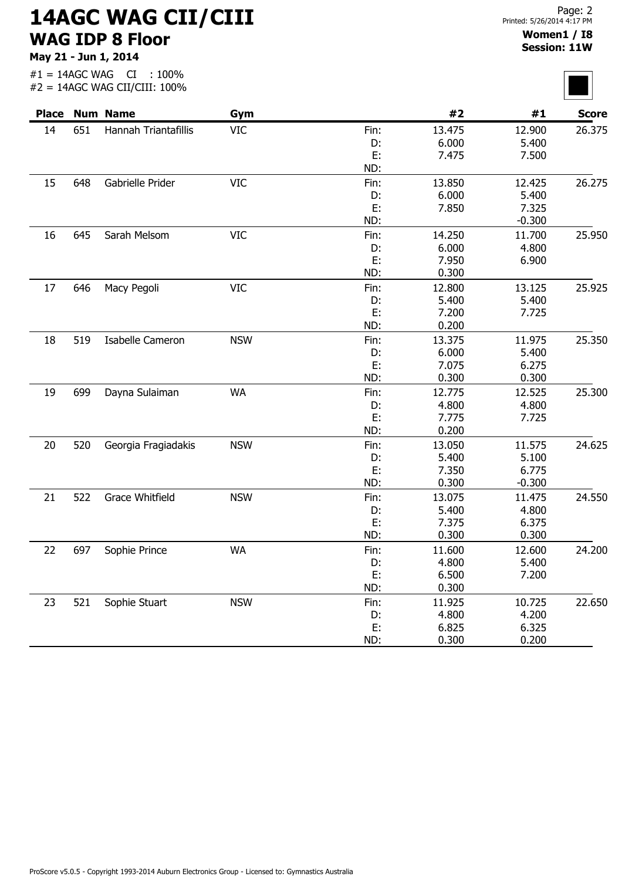# 14AGC WAG CII/CIII

## WAG IDP 8 Floor

**May 21 - Jun 1, 2014**

**Women1 / I8**
**Session: 11W**

#1 = 14AGC WAG CI : 100%
#2 = 14AGC WAG CII/CIII: 100%

| Place | Num | Name | Gym | | #2 | #1 | Score |
|---|---|---|---|---|---|---|---|
| 14 | 651 | Hannah Triantafillis | VIC | Fin: | 13.475 | 12.900 | 26.375 |
| | | | | D: | 6.000 | 5.400 | |
| | | | | E: | 7.475 | 7.500 | |
| | | | | ND: | | | |
| 15 | 648 | Gabrielle Prider | VIC | Fin: | 13.850 | 12.425 | 26.275 |
| | | | | D: | 6.000 | 5.400 | |
| | | | | E: | 7.850 | 7.325 | |
| | | | | ND: | | -0.300 | |
| 16 | 645 | Sarah Melsom | VIC | Fin: | 14.250 | 11.700 | 25.950 |
| | | | | D: | 6.000 | 4.800 | |
| | | | | E: | 7.950 | 6.900 | |
| | | | | ND: | 0.300 | | |
| 17 | 646 | Macy Pegoli | VIC | Fin: | 12.800 | 13.125 | 25.925 |
| | | | | D: | 5.400 | 5.400 | |
| | | | | E: | 7.200 | 7.725 | |
| | | | | ND: | 0.200 | | |
| 18 | 519 | Isabelle Cameron | NSW | Fin: | 13.375 | 11.975 | 25.350 |
| | | | | D: | 6.000 | 5.400 | |
| | | | | E: | 7.075 | 6.275 | |
| | | | | ND: | 0.300 | 0.300 | |
| 19 | 699 | Dayna Sulaiman | WA | Fin: | 12.775 | 12.525 | 25.300 |
| | | | | D: | 4.800 | 4.800 | |
| | | | | E: | 7.775 | 7.725 | |
| | | | | ND: | 0.200 | | |
| 20 | 520 | Georgia Fragiadakis | NSW | Fin: | 13.050 | 11.575 | 24.625 |
| | | | | D: | 5.400 | 5.100 | |
| | | | | E: | 7.350 | 6.775 | |
| | | | | ND: | 0.300 | -0.300 | |
| 21 | 522 | Grace Whitfield | NSW | Fin: | 13.075 | 11.475 | 24.550 |
| | | | | D: | 5.400 | 4.800 | |
| | | | | E: | 7.375 | 6.375 | |
| | | | | ND: | 0.300 | 0.300 | |
| 22 | 697 | Sophie Prince | WA | Fin: | 11.600 | 12.600 | 24.200 |
| | | | | D: | 4.800 | 5.400 | |
| | | | | E: | 6.500 | 7.200 | |
| | | | | ND: | 0.300 | | |
| 23 | 521 | Sophie Stuart | NSW | Fin: | 11.925 | 10.725 | 22.650 |
| | | | | D: | 4.800 | 4.200 | |
| | | | | E: | 6.825 | 6.325 | |
| | | | | ND: | 0.300 | 0.200 | |

ProScore v5.0.5 - Copyright 1993-2014 Auburn Electronics Group - Licensed to: Gymnastics Australia